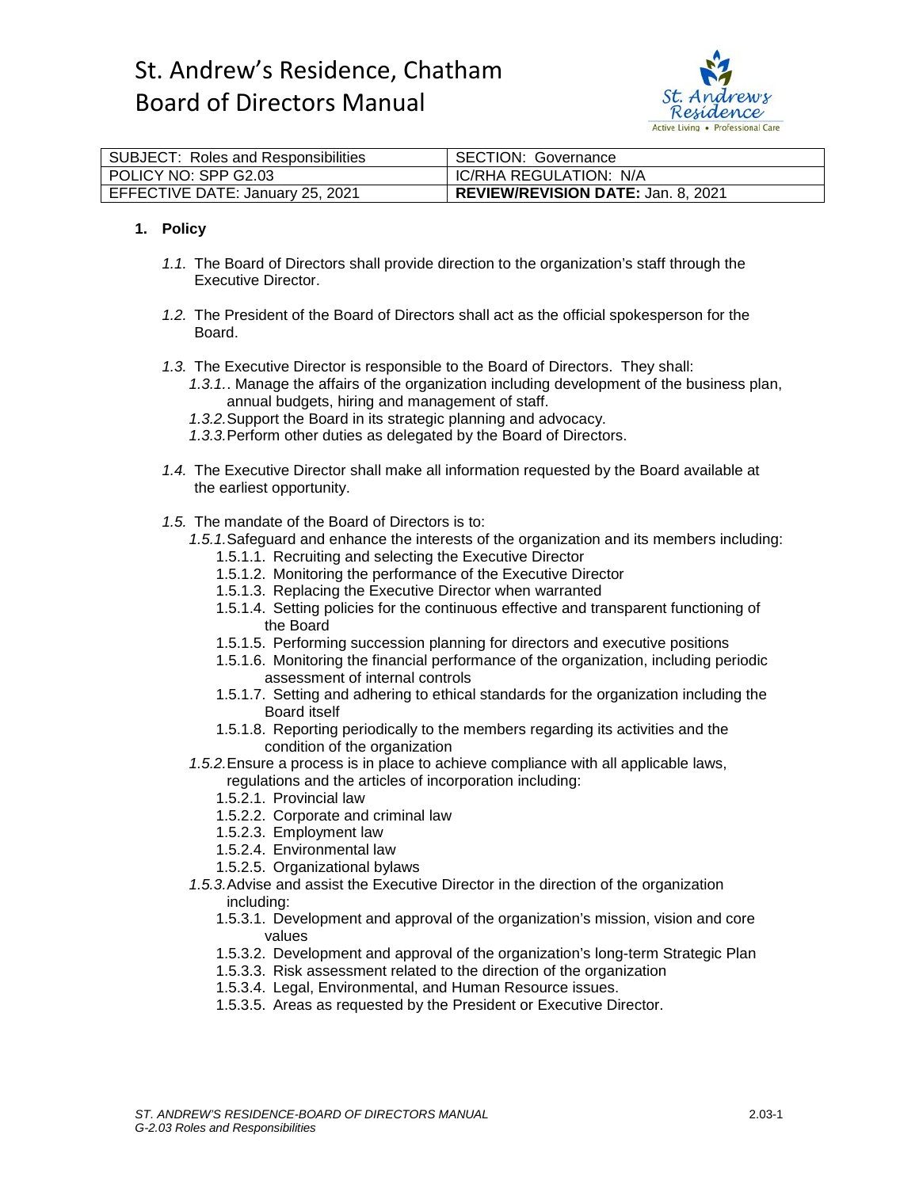# St. Andrew's Residence, Chatham
# Board of Directors Manual

| SUBJECT: Roles and Responsibilities | SECTION: Governance |
| --- | --- |
| POLICY NO: SPP G2.03 | IC/RHA REGULATION: N/A |
| EFFECTIVE DATE: January 25, 2021 | **REVIEW/REVISION DATE:** Jan. 8, 2021 |

## 1. Policy

*1.1.* The Board of Directors shall provide direction to the organization's staff through the Executive Director.

*1.2.* The President of the Board of Directors shall act as the official spokesperson for the Board.

*1.3.* The Executive Director is responsible to the Board of Directors. They shall:
- *1.3.1.*. Manage the affairs of the organization including development of the business plan, annual budgets, hiring and management of staff.
- *1.3.2.* Support the Board in its strategic planning and advocacy.
- *1.3.3.* Perform other duties as delegated by the Board of Directors.

*1.4.* The Executive Director shall make all information requested by the Board available at the earliest opportunity.

*1.5.* The mandate of the Board of Directors is to:
- *1.5.1.* Safeguard and enhance the interests of the organization and its members including:
  - 1.5.1.1. Recruiting and selecting the Executive Director
  - 1.5.1.2. Monitoring the performance of the Executive Director
  - 1.5.1.3. Replacing the Executive Director when warranted
  - 1.5.1.4. Setting policies for the continuous effective and transparent functioning of the Board
  - 1.5.1.5. Performing succession planning for directors and executive positions
  - 1.5.1.6. Monitoring the financial performance of the organization, including periodic assessment of internal controls
  - 1.5.1.7. Setting and adhering to ethical standards for the organization including the Board itself
  - 1.5.1.8. Reporting periodically to the members regarding its activities and the condition of the organization
- *1.5.2.* Ensure a process is in place to achieve compliance with all applicable laws, regulations and the articles of incorporation including:
  - 1.5.2.1. Provincial law
  - 1.5.2.2. Corporate and criminal law
  - 1.5.2.3. Employment law
  - 1.5.2.4. Environmental law
  - 1.5.2.5. Organizational bylaws
- *1.5.3.* Advise and assist the Executive Director in the direction of the organization including:
  - 1.5.3.1. Development and approval of the organization's mission, vision and core values
  - 1.5.3.2. Development and approval of the organization's long-term Strategic Plan
  - 1.5.3.3. Risk assessment related to the direction of the organization
  - 1.5.3.4. Legal, Environmental, and Human Resource issues.
  - 1.5.3.5. Areas as requested by the President or Executive Director.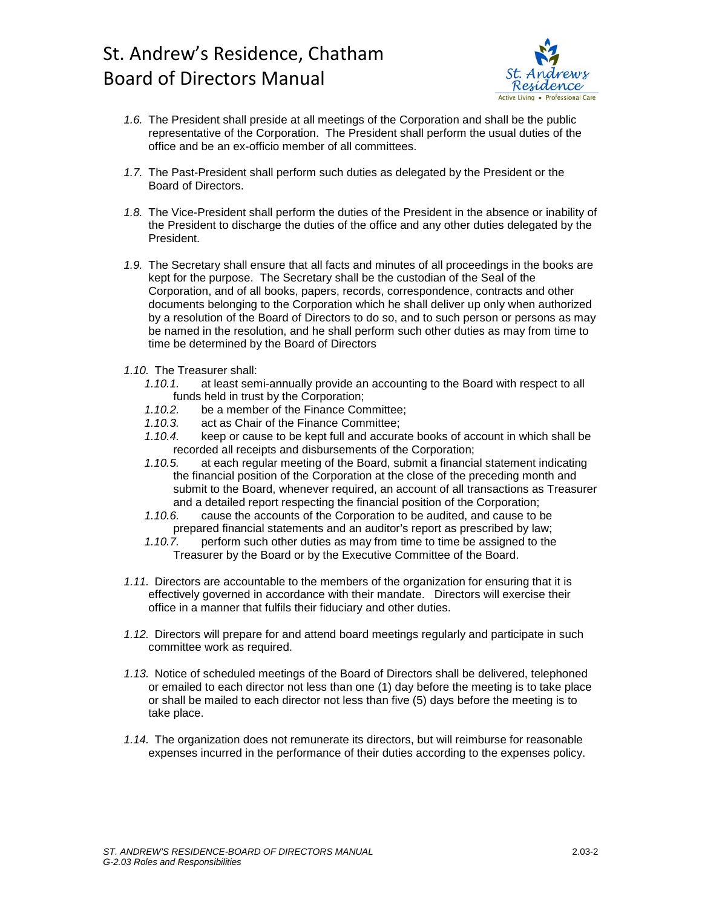*1.6.* The President shall preside at all meetings of the Corporation and shall be the public representative of the Corporation. The President shall perform the usual duties of the office and be an ex-officio member of all committees.

*1.7.* The Past-President shall perform such duties as delegated by the President or the Board of Directors.

*1.8.* The Vice-President shall perform the duties of the President in the absence or inability of the President to discharge the duties of the office and any other duties delegated by the President.

*1.9.* The Secretary shall ensure that all facts and minutes of all proceedings in the books are kept for the purpose. The Secretary shall be the custodian of the Seal of the Corporation, and of all books, papers, records, correspondence, contracts and other documents belonging to the Corporation which he shall deliver up only when authorized by a resolution of the Board of Directors to do so, and to such person or persons as may be named in the resolution, and he shall perform such other duties as may from time to time be determined by the Board of Directors

*1.10.* The Treasurer shall:

- *1.10.1.* at least semi-annually provide an accounting to the Board with respect to all funds held in trust by the Corporation;
- *1.10.2.* be a member of the Finance Committee;
- *1.10.3.* act as Chair of the Finance Committee;
- *1.10.4.* keep or cause to be kept full and accurate books of account in which shall be recorded all receipts and disbursements of the Corporation;
- *1.10.5.* at each regular meeting of the Board, submit a financial statement indicating the financial position of the Corporation at the close of the preceding month and submit to the Board, whenever required, an account of all transactions as Treasurer and a detailed report respecting the financial position of the Corporation;
- *1.10.6.* cause the accounts of the Corporation to be audited, and cause to be prepared financial statements and an auditor's report as prescribed by law;
- *1.10.7.* perform such other duties as may from time to time be assigned to the Treasurer by the Board or by the Executive Committee of the Board.

*1.11.* Directors are accountable to the members of the organization for ensuring that it is effectively governed in accordance with their mandate. Directors will exercise their office in a manner that fulfils their fiduciary and other duties.

*1.12.* Directors will prepare for and attend board meetings regularly and participate in such committee work as required.

*1.13.* Notice of scheduled meetings of the Board of Directors shall be delivered, telephoned or emailed to each director not less than one (1) day before the meeting is to take place or shall be mailed to each director not less than five (5) days before the meeting is to take place.

*1.14.* The organization does not remunerate its directors, but will reimburse for reasonable expenses incurred in the performance of their duties according to the expenses policy.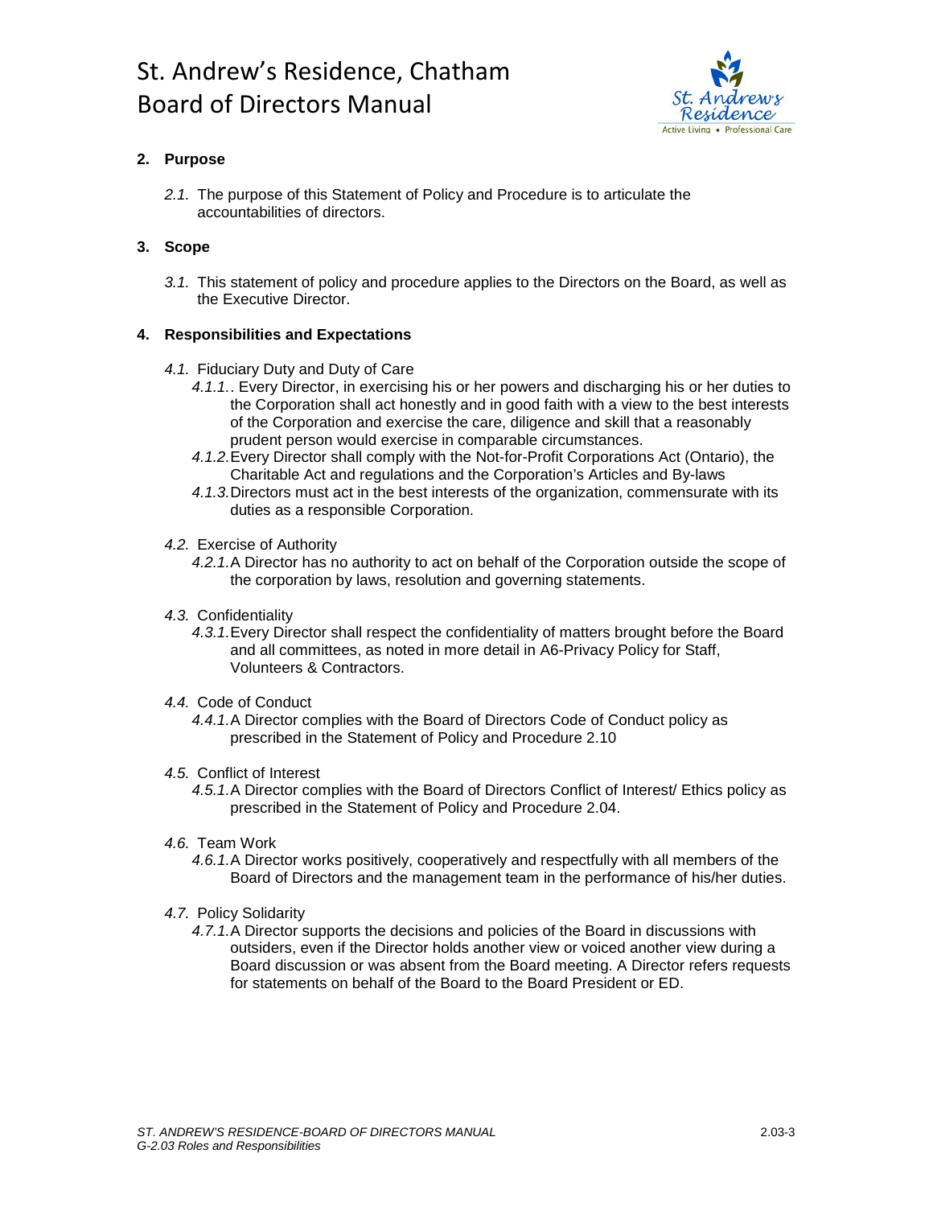## 2. Purpose

2.1. The purpose of this Statement of Policy and Procedure is to articulate the accountabilities of directors.

## 3. Scope

3.1. This statement of policy and procedure applies to the Directors on the Board, as well as the Executive Director.

## 4. Responsibilities and Expectations

4.1. Fiduciary Duty and Duty of Care

4.1.1.. Every Director, in exercising his or her powers and discharging his or her duties to the Corporation shall act honestly and in good faith with a view to the best interests of the Corporation and exercise the care, diligence and skill that a reasonably prudent person would exercise in comparable circumstances.

4.1.2. Every Director shall comply with the Not-for-Profit Corporations Act (Ontario), the Charitable Act and regulations and the Corporation's Articles and By-laws

4.1.3. Directors must act in the best interests of the organization, commensurate with its duties as a responsible Corporation.

4.2. Exercise of Authority

4.2.1. A Director has no authority to act on behalf of the Corporation outside the scope of the corporation by laws, resolution and governing statements.

4.3. Confidentiality

4.3.1. Every Director shall respect the confidentiality of matters brought before the Board and all committees, as noted in more detail in A6-Privacy Policy for Staff, Volunteers & Contractors.

4.4. Code of Conduct

4.4.1. A Director complies with the Board of Directors Code of Conduct policy as prescribed in the Statement of Policy and Procedure 2.10

4.5. Conflict of Interest

4.5.1. A Director complies with the Board of Directors Conflict of Interest/ Ethics policy as prescribed in the Statement of Policy and Procedure 2.04.

4.6. Team Work

4.6.1. A Director works positively, cooperatively and respectfully with all members of the Board of Directors and the management team in the performance of his/her duties.

4.7. Policy Solidarity

4.7.1. A Director supports the decisions and policies of the Board in discussions with outsiders, even if the Director holds another view or voiced another view during a Board discussion or was absent from the Board meeting. A Director refers requests for statements on behalf of the Board to the Board President or ED.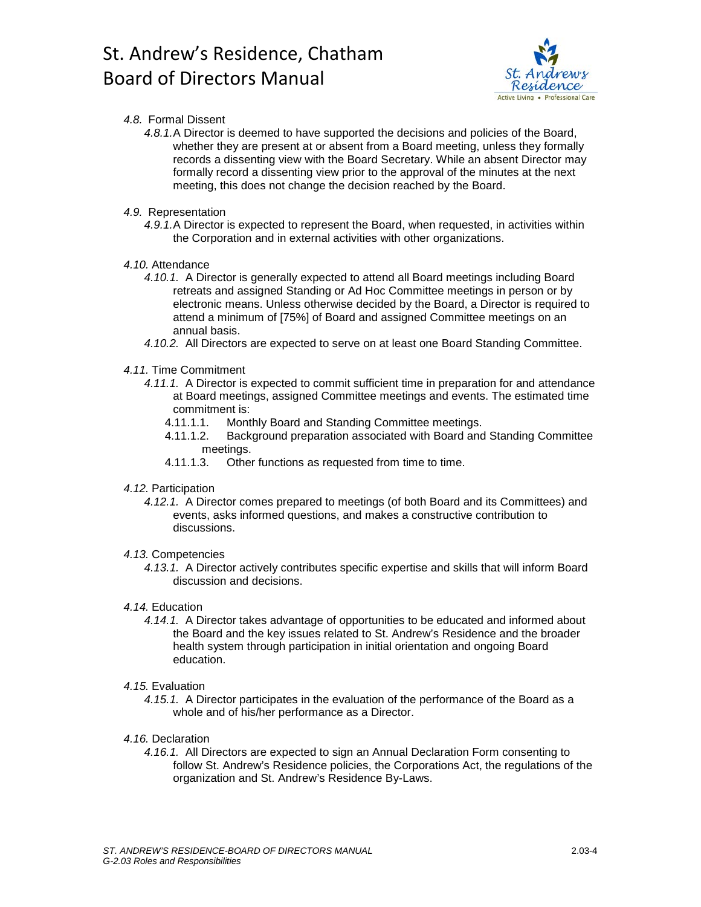*4.8.* Formal Dissent

*4.8.1.* A Director is deemed to have supported the decisions and policies of the Board, whether they are present at or absent from a Board meeting, unless they formally records a dissenting view with the Board Secretary. While an absent Director may formally record a dissenting view prior to the approval of the minutes at the next meeting, this does not change the decision reached by the Board.

*4.9.* Representation

*4.9.1.* A Director is expected to represent the Board, when requested, in activities within the Corporation and in external activities with other organizations.

*4.10.* Attendance

*4.10.1.* A Director is generally expected to attend all Board meetings including Board retreats and assigned Standing or Ad Hoc Committee meetings in person or by electronic means. Unless otherwise decided by the Board, a Director is required to attend a minimum of [75%] of Board and assigned Committee meetings on an annual basis.

*4.10.2.* All Directors are expected to serve on at least one Board Standing Committee.

*4.11.* Time Commitment

*4.11.1.* A Director is expected to commit sufficient time in preparation for and attendance at Board meetings, assigned Committee meetings and events. The estimated time commitment is:

4.11.1.1. Monthly Board and Standing Committee meetings.

4.11.1.2. Background preparation associated with Board and Standing Committee meetings.

4.11.1.3. Other functions as requested from time to time.

*4.12.* Participation

*4.12.1.* A Director comes prepared to meetings (of both Board and its Committees) and events, asks informed questions, and makes a constructive contribution to discussions.

*4.13.* Competencies

*4.13.1.* A Director actively contributes specific expertise and skills that will inform Board discussion and decisions.

*4.14.* Education

*4.14.1.* A Director takes advantage of opportunities to be educated and informed about the Board and the key issues related to St. Andrew's Residence and the broader health system through participation in initial orientation and ongoing Board education.

*4.15.* Evaluation

*4.15.1.* A Director participates in the evaluation of the performance of the Board as a whole and of his/her performance as a Director.

*4.16.* Declaration

*4.16.1.* All Directors are expected to sign an Annual Declaration Form consenting to follow St. Andrew's Residence policies, the Corporations Act, the regulations of the organization and St. Andrew's Residence By-Laws.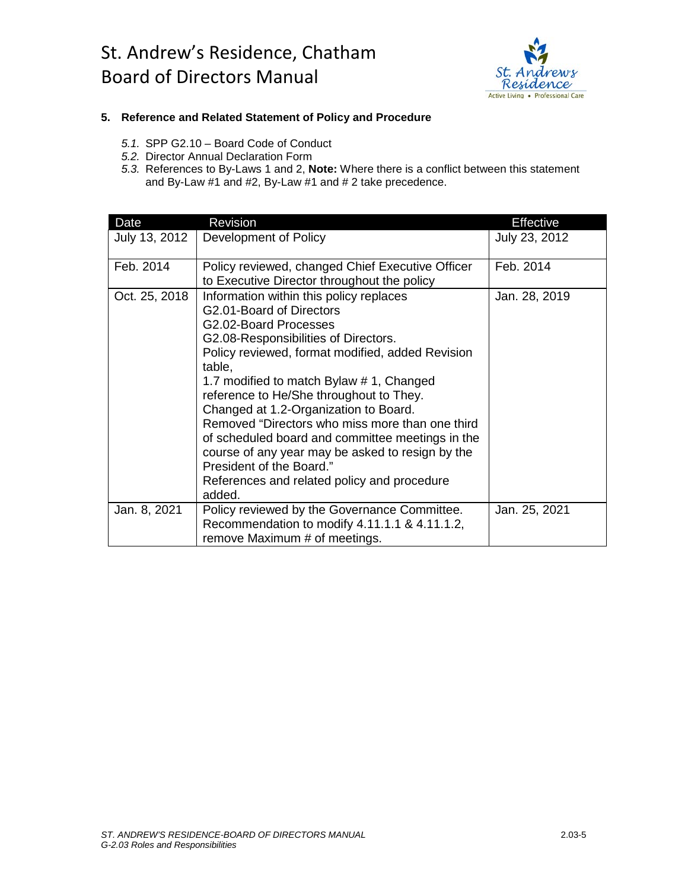**5. Reference and Related Statement of Policy and Procedure**

- *5.1.* SPP G2.10 – Board Code of Conduct
- *5.2.* Director Annual Declaration Form
- *5.3.* References to By-Laws 1 and 2, **Note:** Where there is a conflict between this statement and By-Law #1 and #2, By-Law #1 and # 2 take precedence.

| Date | Revision | Effective |
|---|---|---|
| July 13, 2012 | Development of Policy | July 23, 2012 |
| Feb. 2014 | Policy reviewed, changed Chief Executive Officer to Executive Director throughout the policy | Feb. 2014 |
| Oct. 25, 2018 | Information within this policy replaces G2.01-Board of Directors G2.02-Board Processes G2.08-Responsibilities of Directors. Policy reviewed, format modified, added Revision table, 1.7 modified to match Bylaw # 1, Changed reference to He/She throughout to They. Changed at 1.2-Organization to Board. Removed "Directors who miss more than one third of scheduled board and committee meetings in the course of any year may be asked to resign by the President of the Board." References and related policy and procedure added. | Jan. 28, 2019 |
| Jan. 8, 2021 | Policy reviewed by the Governance Committee. Recommendation to modify 4.11.1.1 & 4.11.1.2, remove Maximum # of meetings. | Jan. 25, 2021 |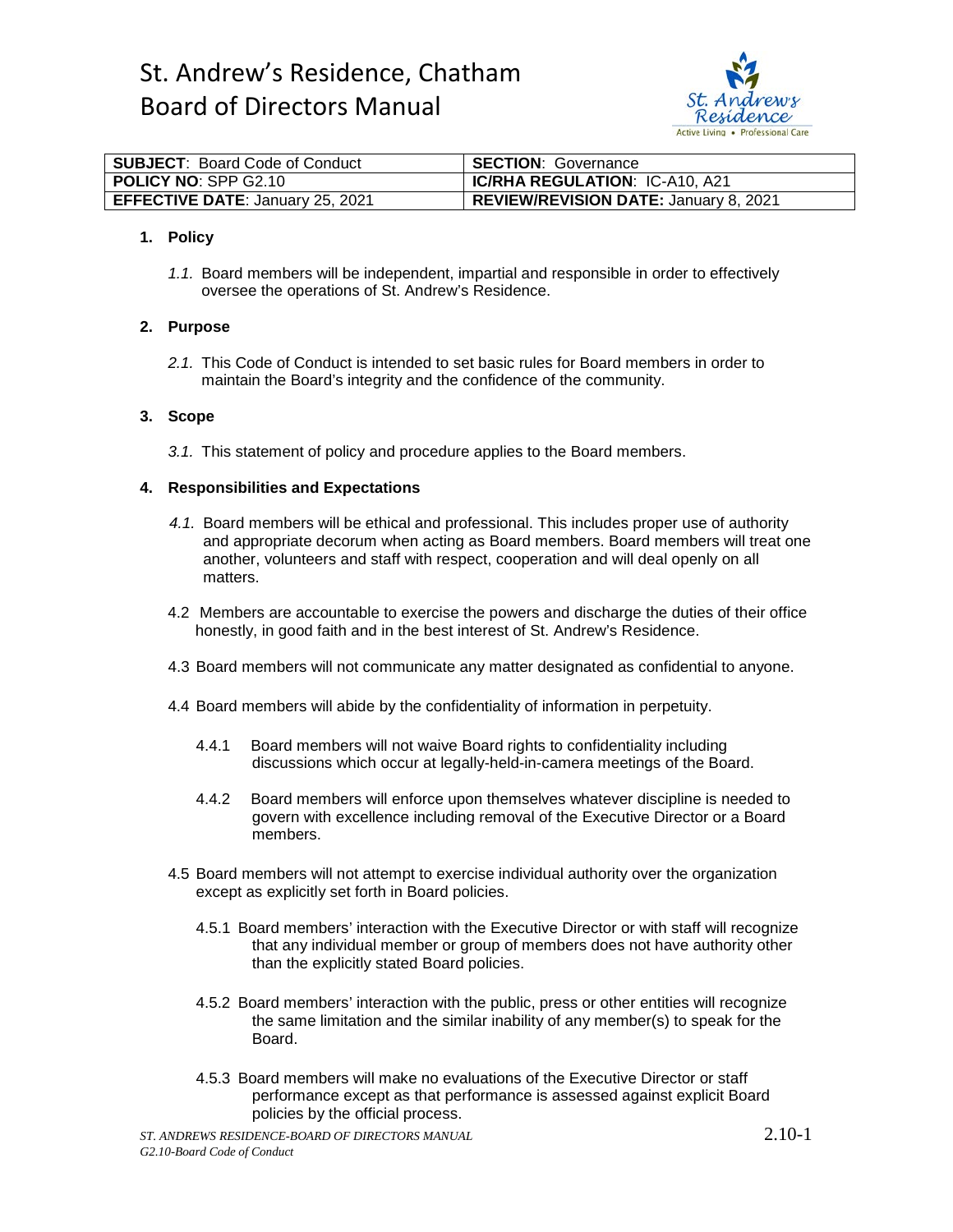# St. Andrew's Residence, Chatham
# Board of Directors Manual

| **SUBJECT**: Board Code of Conduct | **SECTION**: Governance |
| --- | --- |
| **POLICY NO**: SPP G2.10 | **IC/RHA REGULATION**: IC-A10, A21 |
| **EFFECTIVE DATE**: January 25, 2021 | **REVIEW/REVISION DATE:** January 8, 2021 |

**1. Policy**

*1.1.* Board members will be independent, impartial and responsible in order to effectively oversee the operations of St. Andrew's Residence.

**2. Purpose**

*2.1.* This Code of Conduct is intended to set basic rules for Board members in order to maintain the Board's integrity and the confidence of the community.

**3. Scope**

*3.1.* This statement of policy and procedure applies to the Board members.

**4. Responsibilities and Expectations**

*4.1.* Board members will be ethical and professional. This includes proper use of authority and appropriate decorum when acting as Board members. Board members will treat one another, volunteers and staff with respect, cooperation and will deal openly on all matters.

4.2 Members are accountable to exercise the powers and discharge the duties of their office honestly, in good faith and in the best interest of St. Andrew's Residence.

4.3 Board members will not communicate any matter designated as confidential to anyone.

4.4 Board members will abide by the confidentiality of information in perpetuity.

4.4.1 Board members will not waive Board rights to confidentiality including discussions which occur at legally-held-in-camera meetings of the Board.

4.4.2 Board members will enforce upon themselves whatever discipline is needed to govern with excellence including removal of the Executive Director or a Board members.

4.5 Board members will not attempt to exercise individual authority over the organization except as explicitly set forth in Board policies.

4.5.1 Board members' interaction with the Executive Director or with staff will recognize that any individual member or group of members does not have authority other than the explicitly stated Board policies.

4.5.2 Board members' interaction with the public, press or other entities will recognize the same limitation and the similar inability of any member(s) to speak for the Board.

4.5.3 Board members will make no evaluations of the Executive Director or staff performance except as that performance is assessed against explicit Board policies by the official process.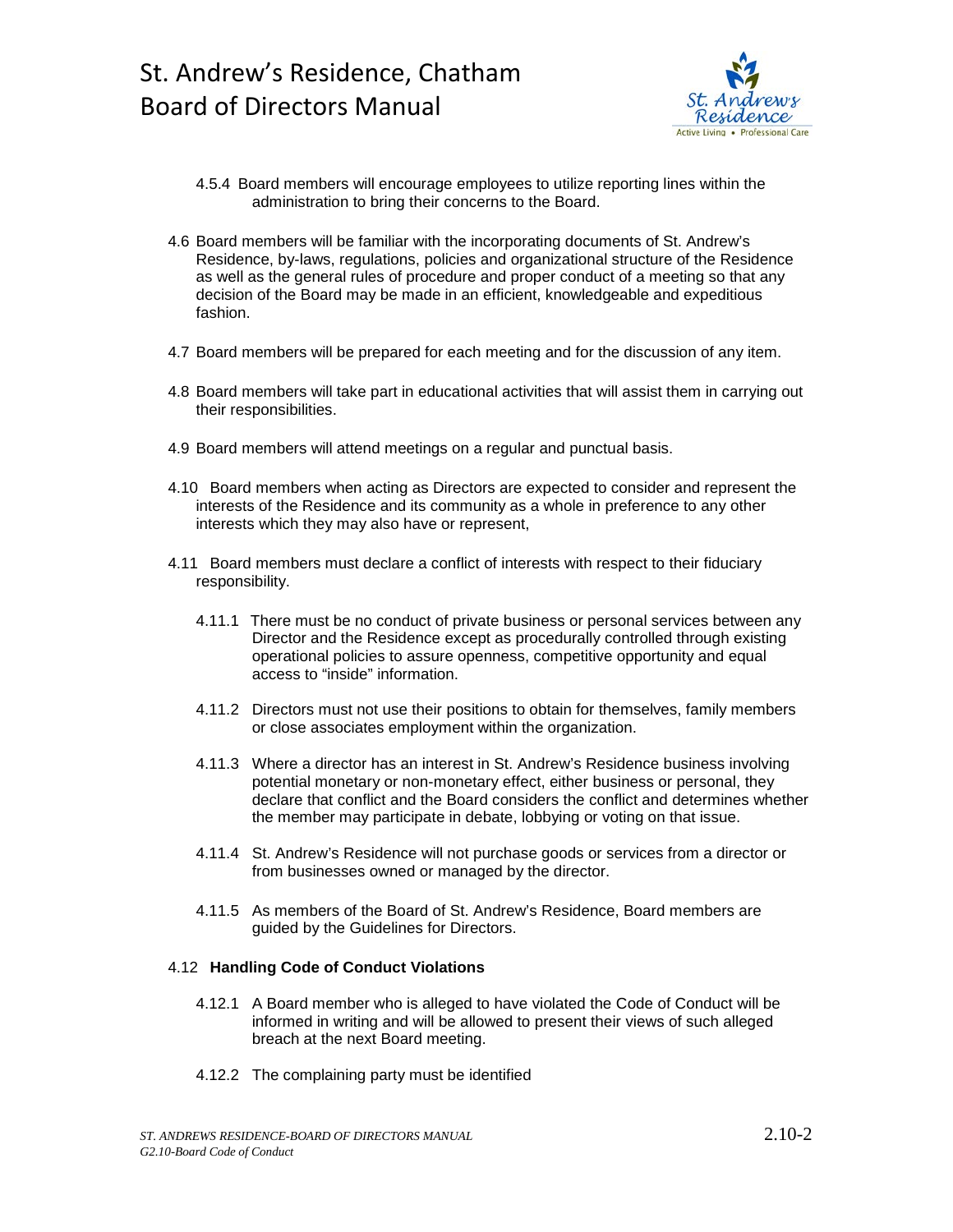4.5.4 Board members will encourage employees to utilize reporting lines within the administration to bring their concerns to the Board.

4.6 Board members will be familiar with the incorporating documents of St. Andrew's Residence, by-laws, regulations, policies and organizational structure of the Residence as well as the general rules of procedure and proper conduct of a meeting so that any decision of the Board may be made in an efficient, knowledgeable and expeditious fashion.

4.7 Board members will be prepared for each meeting and for the discussion of any item.

4.8 Board members will take part in educational activities that will assist them in carrying out their responsibilities.

4.9 Board members will attend meetings on a regular and punctual basis.

4.10 Board members when acting as Directors are expected to consider and represent the interests of the Residence and its community as a whole in preference to any other interests which they may also have or represent,

4.11 Board members must declare a conflict of interests with respect to their fiduciary responsibility.

4.11.1 There must be no conduct of private business or personal services between any Director and the Residence except as procedurally controlled through existing operational policies to assure openness, competitive opportunity and equal access to "inside" information.

4.11.2 Directors must not use their positions to obtain for themselves, family members or close associates employment within the organization.

4.11.3 Where a director has an interest in St. Andrew's Residence business involving potential monetary or non-monetary effect, either business or personal, they declare that conflict and the Board considers the conflict and determines whether the member may participate in debate, lobbying or voting on that issue.

4.11.4 St. Andrew's Residence will not purchase goods or services from a director or from businesses owned or managed by the director.

4.11.5 As members of the Board of St. Andrew's Residence, Board members are guided by the Guidelines for Directors.

4.12 **Handling Code of Conduct Violations**

4.12.1 A Board member who is alleged to have violated the Code of Conduct will be informed in writing and will be allowed to present their views of such alleged breach at the next Board meeting.

4.12.2 The complaining party must be identified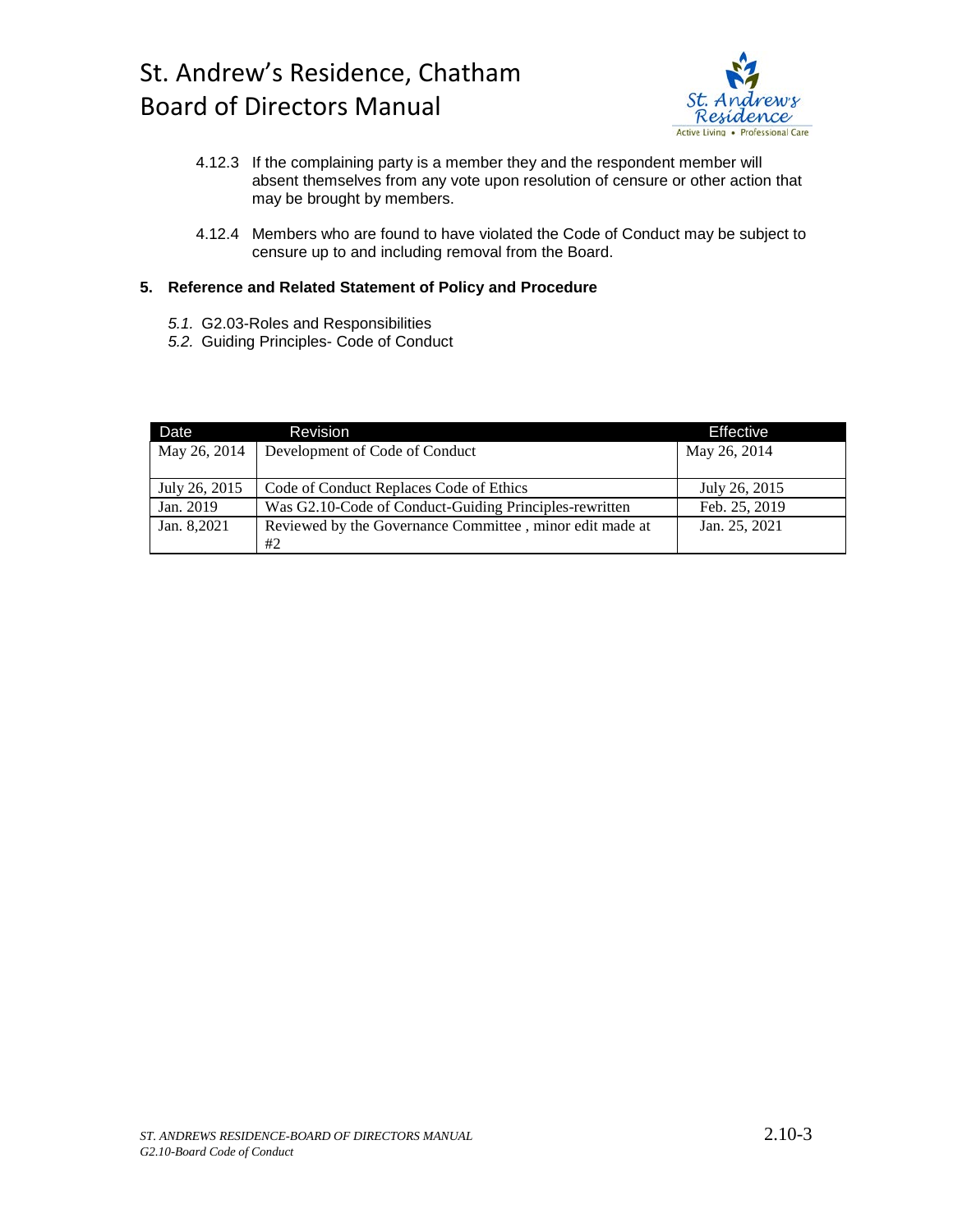4.12.3 If the complaining party is a member they and the respondent member will absent themselves from any vote upon resolution of censure or other action that may be brought by members.

4.12.4 Members who are found to have violated the Code of Conduct may be subject to censure up to and including removal from the Board.

## 5. Reference and Related Statement of Policy and Procedure

*5.1.* G2.03-Roles and Responsibilities

*5.2.* Guiding Principles- Code of Conduct

| Date | Revision | Effective |
|---|---|---|
| May 26, 2014 | Development of Code of Conduct | May 26, 2014 |
| July 26, 2015 | Code of Conduct Replaces Code of Ethics | July 26, 2015 |
| Jan. 2019 | Was G2.10-Code of Conduct-Guiding Principles-rewritten | Feb. 25, 2019 |
| Jan. 8,2021 | Reviewed by the Governance Committee , minor edit made at #2 | Jan. 25, 2021 |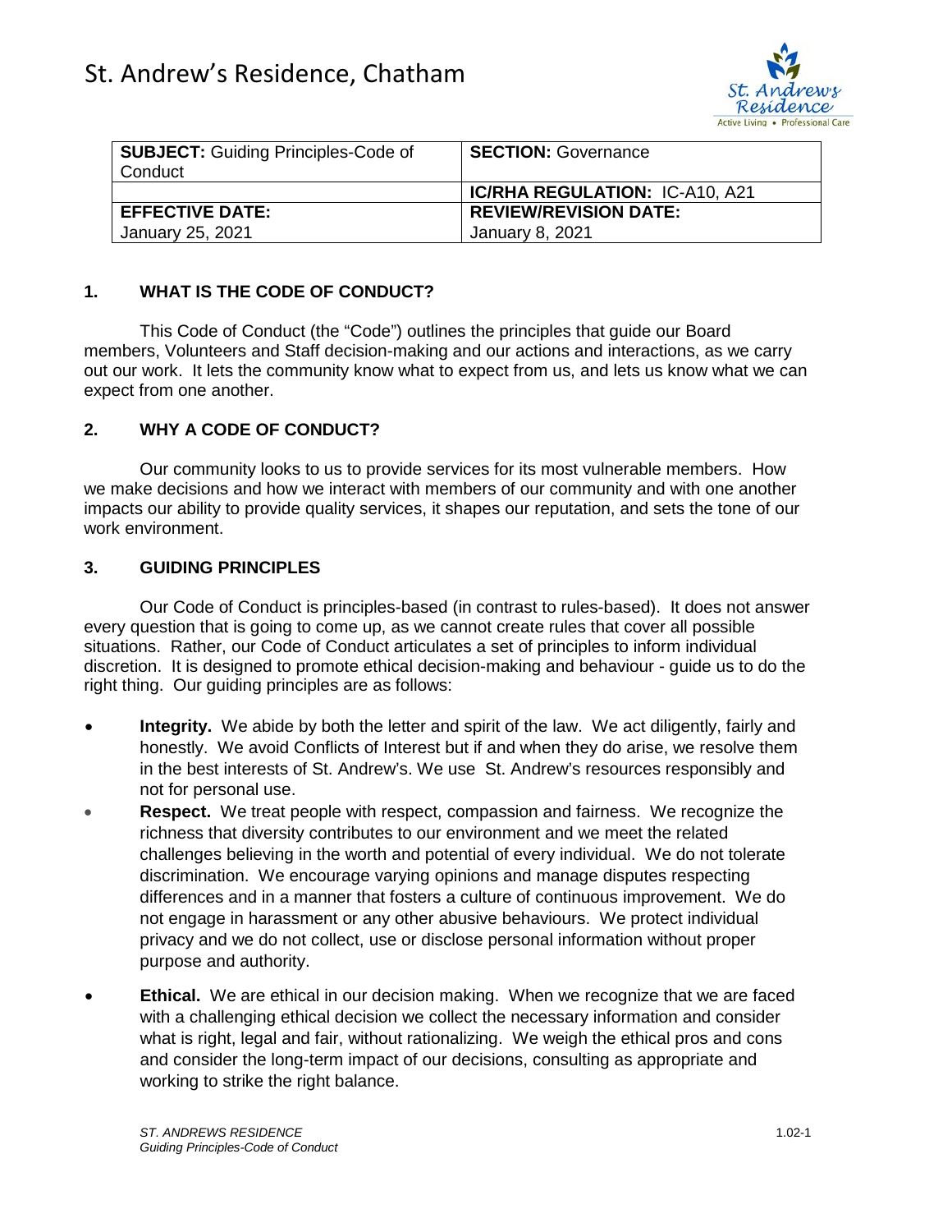# St. Andrew's Residence, Chatham

| **SUBJECT:** Guiding Principles-Code of Conduct | **SECTION:** Governance |
|---|---|
| | **IC/RHA REGULATION:** IC-A10, A21 |
| **EFFECTIVE DATE:** January 25, 2021 | **REVIEW/REVISION DATE:** January 8, 2021 |

## 1. WHAT IS THE CODE OF CONDUCT?

This Code of Conduct (the "Code") outlines the principles that guide our Board members, Volunteers and Staff decision-making and our actions and interactions, as we carry out our work. It lets the community know what to expect from us, and lets us know what we can expect from one another.

## 2. WHY A CODE OF CONDUCT?

Our community looks to us to provide services for its most vulnerable members. How we make decisions and how we interact with members of our community and with one another impacts our ability to provide quality services, it shapes our reputation, and sets the tone of our work environment.

## 3. GUIDING PRINCIPLES

Our Code of Conduct is principles-based (in contrast to rules-based). It does not answer every question that is going to come up, as we cannot create rules that cover all possible situations. Rather, our Code of Conduct articulates a set of principles to inform individual discretion. It is designed to promote ethical decision-making and behaviour - guide us to do the right thing. Our guiding principles are as follows:

- **Integrity.** We abide by both the letter and spirit of the law. We act diligently, fairly and honestly. We avoid Conflicts of Interest but if and when they do arise, we resolve them in the best interests of St. Andrew's. We use St. Andrew's resources responsibly and not for personal use.
- **Respect.** We treat people with respect, compassion and fairness. We recognize the richness that diversity contributes to our environment and we meet the related challenges believing in the worth and potential of every individual. We do not tolerate discrimination. We encourage varying opinions and manage disputes respecting differences and in a manner that fosters a culture of continuous improvement. We do not engage in harassment or any other abusive behaviours. We protect individual privacy and we do not collect, use or disclose personal information without proper purpose and authority.
- **Ethical.** We are ethical in our decision making. When we recognize that we are faced with a challenging ethical decision we collect the necessary information and consider what is right, legal and fair, without rationalizing. We weigh the ethical pros and cons and consider the long-term impact of our decisions, consulting as appropriate and working to strike the right balance.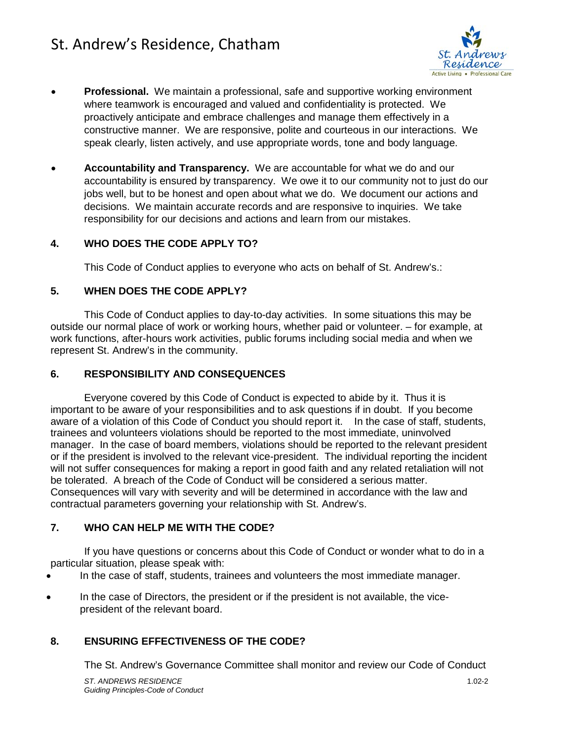- **Professional.** We maintain a professional, safe and supportive working environment where teamwork is encouraged and valued and confidentiality is protected. We proactively anticipate and embrace challenges and manage them effectively in a constructive manner. We are responsive, polite and courteous in our interactions. We speak clearly, listen actively, and use appropriate words, tone and body language.

- **Accountability and Transparency.** We are accountable for what we do and our accountability is ensured by transparency. We owe it to our community not to just do our jobs well, but to be honest and open about what we do. We document our actions and decisions. We maintain accurate records and are responsive to inquiries. We take responsibility for our decisions and actions and learn from our mistakes.

### 4. WHO DOES THE CODE APPLY TO?

This Code of Conduct applies to everyone who acts on behalf of St. Andrew's.:

### 5. WHEN DOES THE CODE APPLY?

This Code of Conduct applies to day-to-day activities. In some situations this may be outside our normal place of work or working hours, whether paid or volunteer. – for example, at work functions, after-hours work activities, public forums including social media and when we represent St. Andrew's in the community.

### 6. RESPONSIBILITY AND CONSEQUENCES

Everyone covered by this Code of Conduct is expected to abide by it. Thus it is important to be aware of your responsibilities and to ask questions if in doubt. If you become aware of a violation of this Code of Conduct you should report it. In the case of staff, students, trainees and volunteers violations should be reported to the most immediate, uninvolved manager. In the case of board members, violations should be reported to the relevant president or if the president is involved to the relevant vice-president. The individual reporting the incident will not suffer consequences for making a report in good faith and any related retaliation will not be tolerated. A breach of the Code of Conduct will be considered a serious matter. Consequences will vary with severity and will be determined in accordance with the law and contractual parameters governing your relationship with St. Andrew's.

### 7. WHO CAN HELP ME WITH THE CODE?

If you have questions or concerns about this Code of Conduct or wonder what to do in a particular situation, please speak with:

- In the case of staff, students, trainees and volunteers the most immediate manager.
- In the case of Directors, the president or if the president is not available, the vice-president of the relevant board.

### 8. ENSURING EFFECTIVENESS OF THE CODE?

The St. Andrew's Governance Committee shall monitor and review our Code of Conduct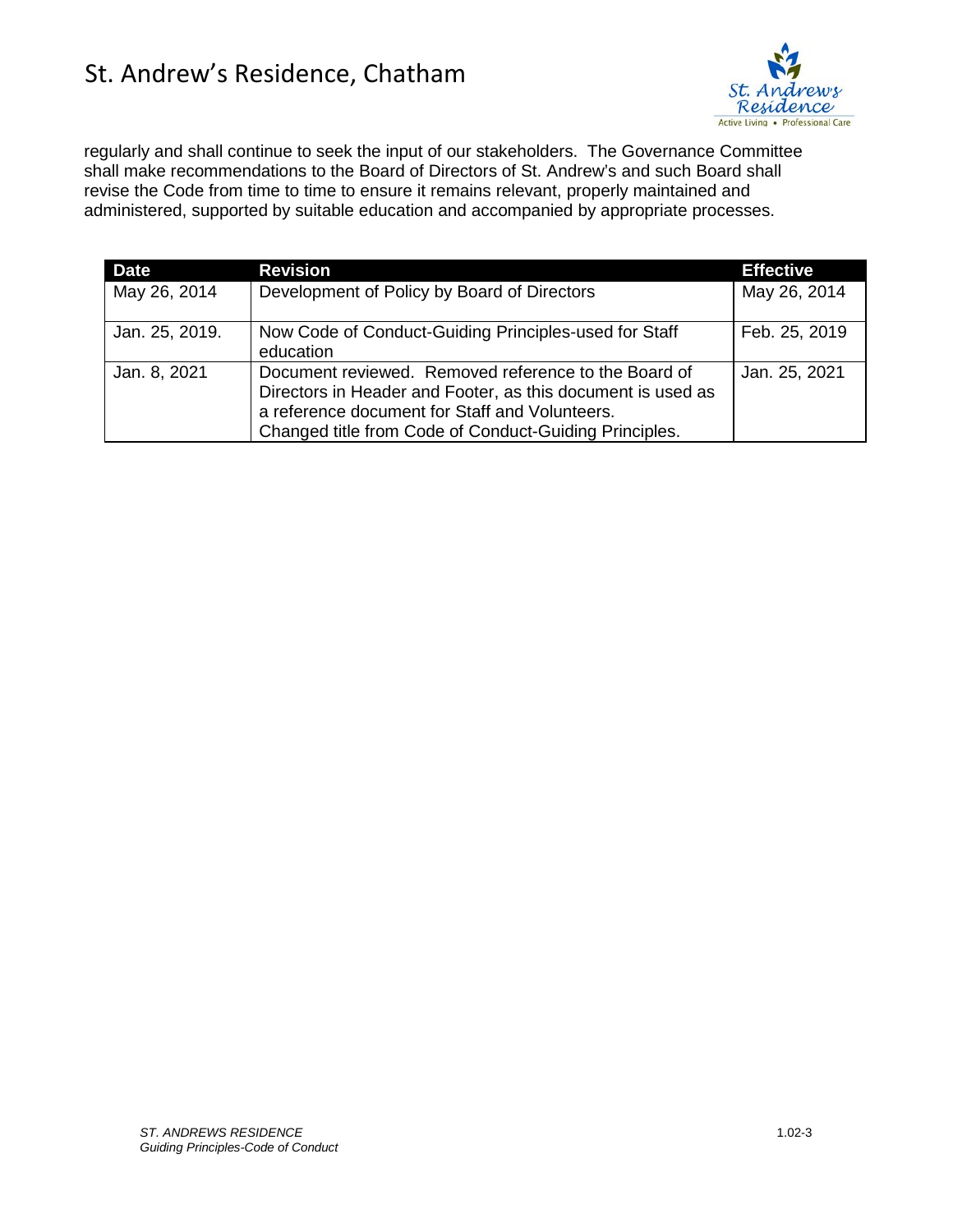regularly and shall continue to seek the input of our stakeholders. The Governance Committee shall make recommendations to the Board of Directors of St. Andrew's and such Board shall revise the Code from time to time to ensure it remains relevant, properly maintained and administered, supported by suitable education and accompanied by appropriate processes.

| Date | Revision | Effective |
|---|---|---|
| May 26, 2014 | Development of Policy by Board of Directors | May 26, 2014 |
| Jan. 25, 2019. | Now Code of Conduct-Guiding Principles-used for Staff education | Feb. 25, 2019 |
| Jan. 8, 2021 | Document reviewed. Removed reference to the Board of Directors in Header and Footer, as this document is used as a reference document for Staff and Volunteers. Changed title from Code of Conduct-Guiding Principles. | Jan. 25, 2021 |